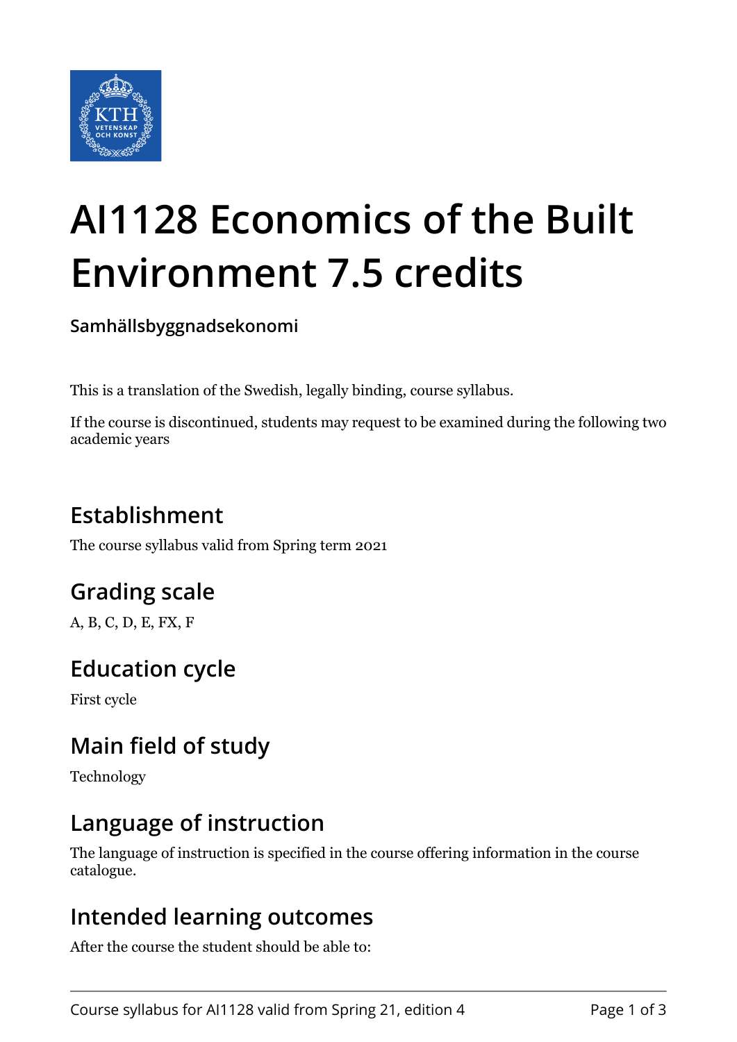# AI1128 Economics of the Built Environment 7.5 credits

**Samhällsbyggnadsekonomi**

This is a translation of the Swedish, legally binding, course syllabus.

If the course is discontinued, students may request to be examined during the following two academic years

## Establishment

The course syllabus valid from Spring term 2021

## Grading scale

A, B, C, D, E, FX, F

## Education cycle

First cycle

## Main field of study

Technology

## Language of instruction

The language of instruction is specified in the course offering information in the course catalogue.

## Intended learning outcomes

After the course the student should be able to: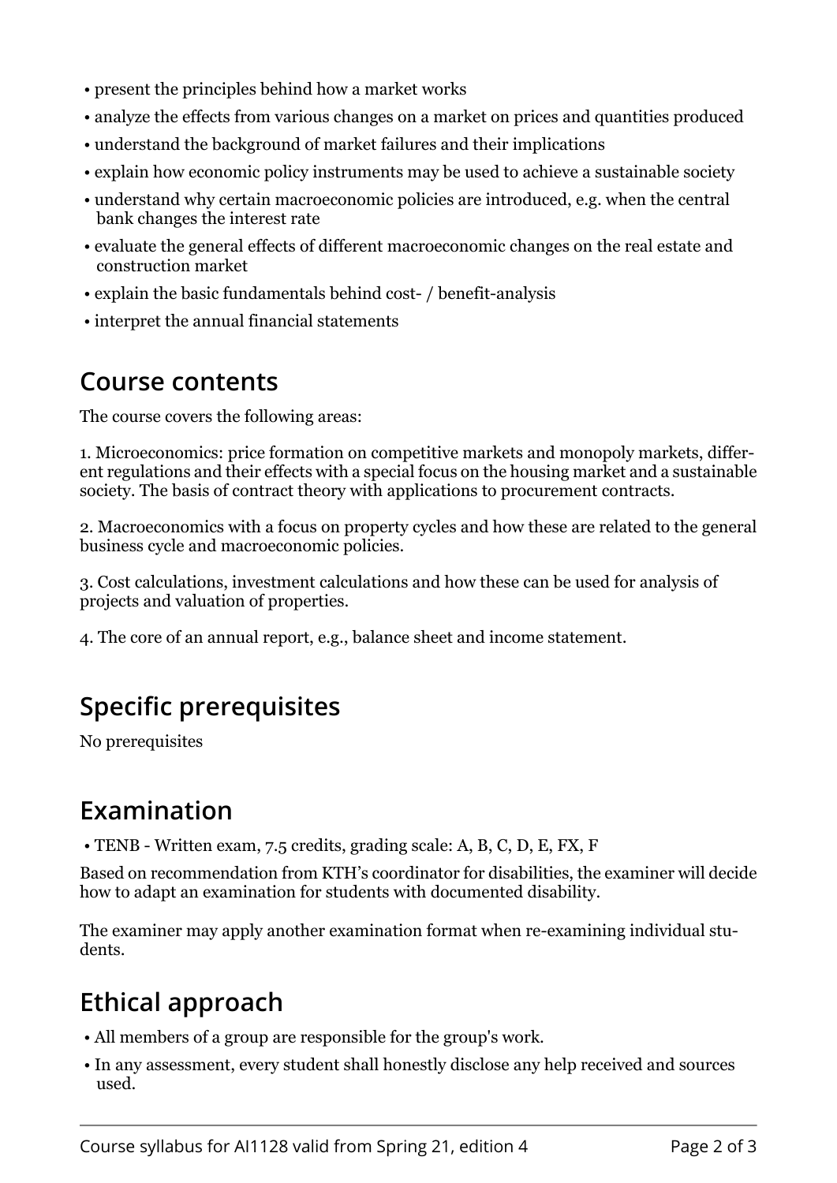- present the principles behind how a market works
- analyze the effects from various changes on a market on prices and quantities produced
- understand the background of market failures and their implications
- explain how economic policy instruments may be used to achieve a sustainable society
- understand why certain macroeconomic policies are introduced, e.g. when the central bank changes the interest rate
- evaluate the general effects of different macroeconomic changes on the real estate and construction market
- explain the basic fundamentals behind cost- / benefit-analysis
- interpret the annual financial statements

## Course contents

The course covers the following areas:

1. Microeconomics: price formation on competitive markets and monopoly markets, different regulations and their effects with a special focus on the housing market and a sustainable society. The basis of contract theory with applications to procurement contracts.

2. Macroeconomics with a focus on property cycles and how these are related to the general business cycle and macroeconomic policies.

3. Cost calculations, investment calculations and how these can be used for analysis of projects and valuation of properties.

4. The core of an annual report, e.g., balance sheet and income statement.

## Specific prerequisites

No prerequisites

## Examination

- TENB - Written exam, 7.5 credits, grading scale: A, B, C, D, E, FX, F

Based on recommendation from KTH’s coordinator for disabilities, the examiner will decide how to adapt an examination for students with documented disability.

The examiner may apply another examination format when re-examining individual students.

## Ethical approach

- All members of a group are responsible for the group's work.
- In any assessment, every student shall honestly disclose any help received and sources used.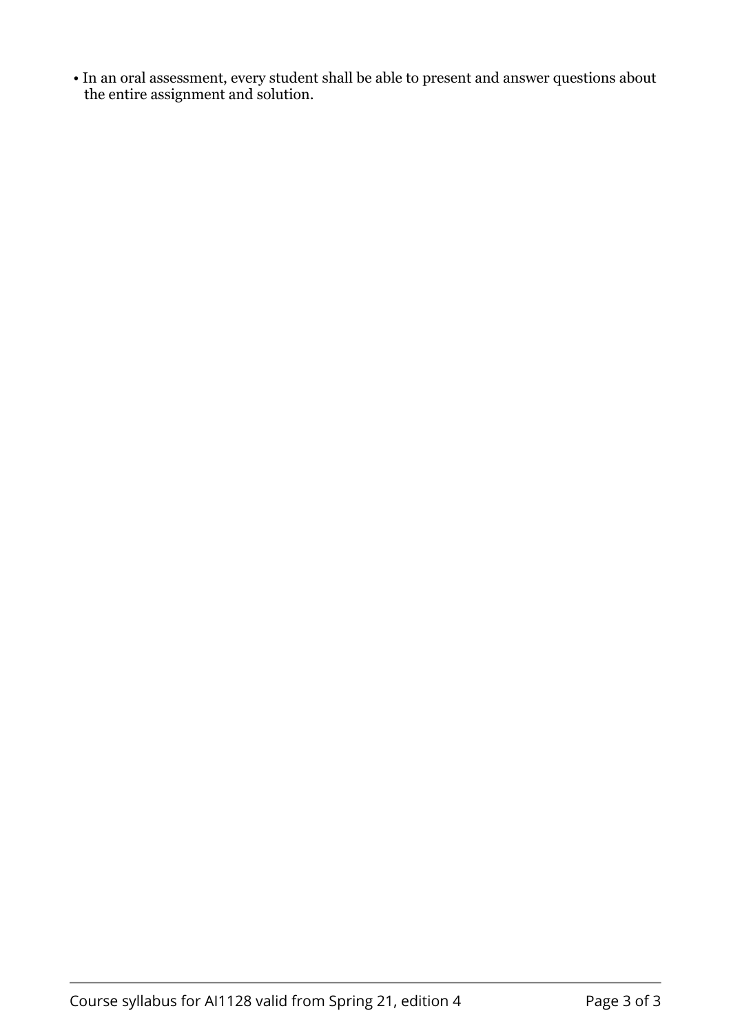- In an oral assessment, every student shall be able to present and answer questions about the entire assignment and solution.